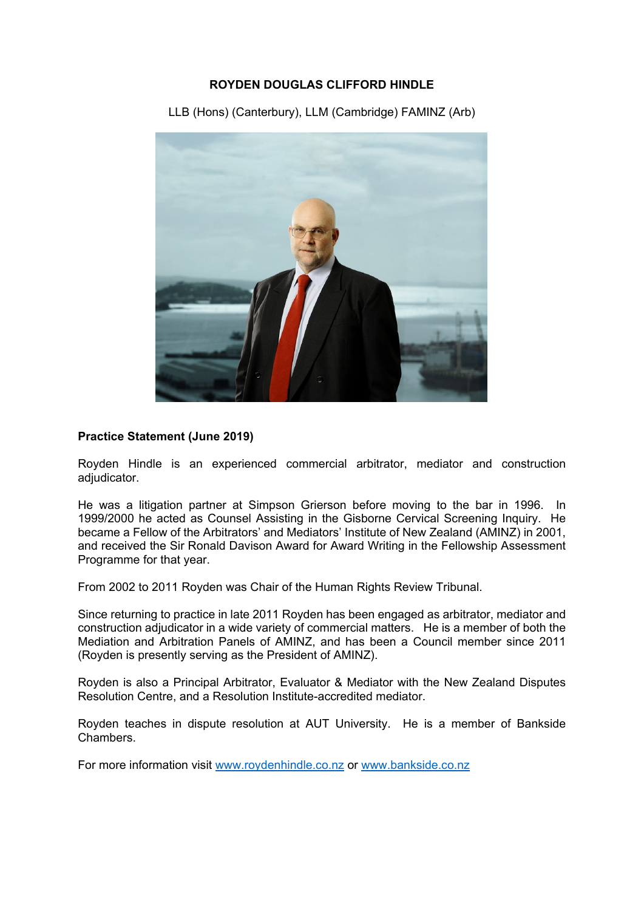# ROYDEN DOUGLAS CLIFFORD HINDLE

LLB (Hons) (Canterbury), LLM (Cambridge) FAMINZ (Arb)

**Practice Statement (June 2019)**

Royden Hindle is an experienced commercial arbitrator, mediator and construction adjudicator.

He was a litigation partner at Simpson Grierson before moving to the bar in 1996. In 1999/2000 he acted as Counsel Assisting in the Gisborne Cervical Screening Inquiry. He became a Fellow of the Arbitrators' and Mediators' Institute of New Zealand (AMINZ) in 2001, and received the Sir Ronald Davison Award for Award Writing in the Fellowship Assessment Programme for that year.

From 2002 to 2011 Royden was Chair of the Human Rights Review Tribunal.

Since returning to practice in late 2011 Royden has been engaged as arbitrator, mediator and construction adjudicator in a wide variety of commercial matters. He is a member of both the Mediation and Arbitration Panels of AMINZ, and has been a Council member since 2011 (Royden is presently serving as the President of AMINZ).

Royden is also a Principal Arbitrator, Evaluator & Mediator with the New Zealand Disputes Resolution Centre, and a Resolution Institute-accredited mediator.

Royden teaches in dispute resolution at AUT University. He is a member of Bankside Chambers.

For more information visit [www.roydenhindle.co.nz](http://www.roydenhindle.co.nz) or [www.bankside.co.nz](http://www.bankside.co.nz)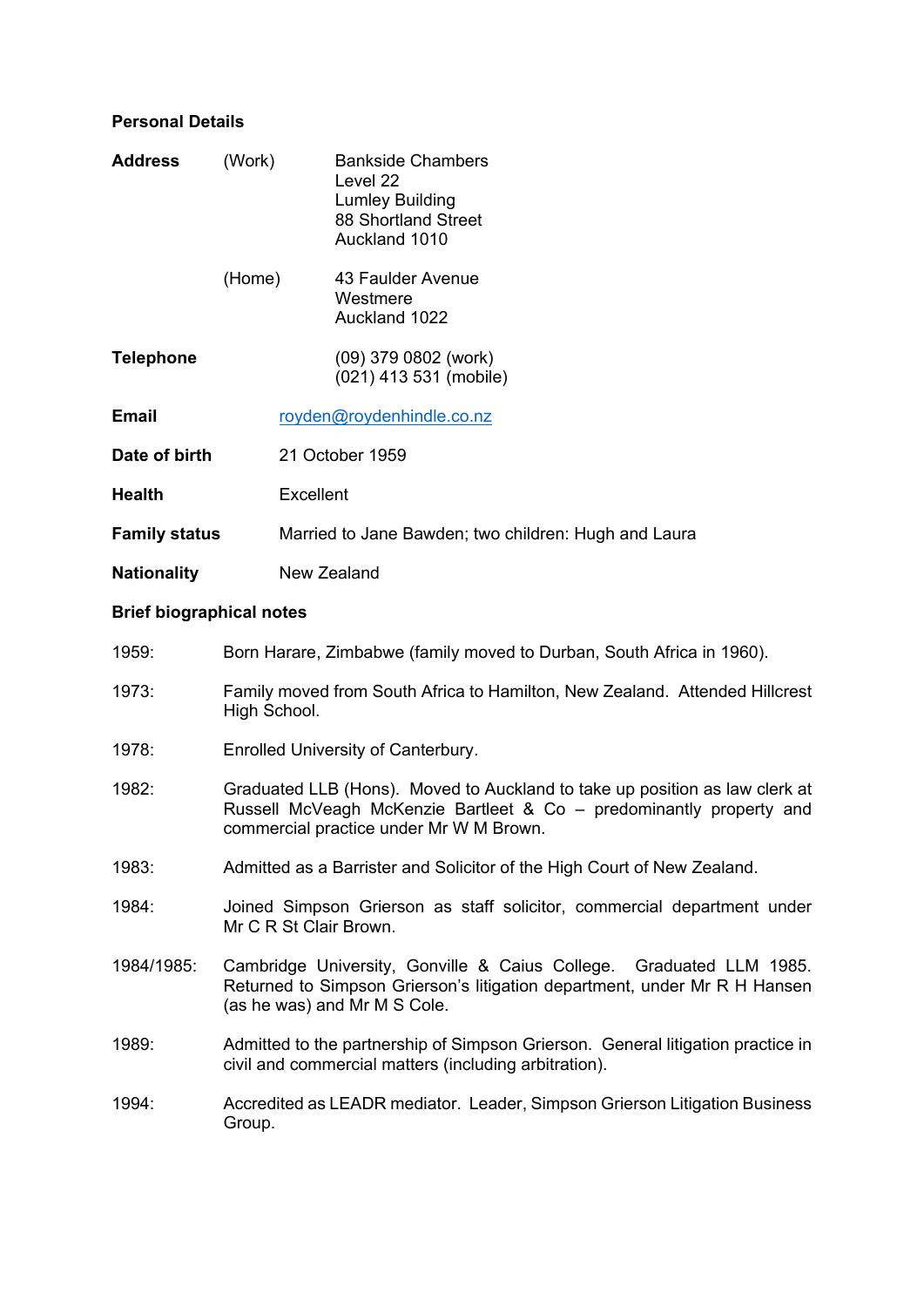**Personal Details**

| | | |
|---|---|---|
| **Address** | (Work) | Bankside Chambers<br>Level 22<br>Lumley Building<br>88 Shortland Street<br>Auckland 1010 |
| | (Home) | 43 Faulder Avenue<br>Westmere<br>Auckland 1022 |
| **Telephone** | | (09) 379 0802 (work)<br>(021) 413 531 (mobile) |
| **Email** | royden@roydenhindle.co.nz | |
| **Date of birth** | 21 October 1959 | |
| **Health** | Excellent | |
| **Family status** | Married to Jane Bawden; two children: Hugh and Laura | |
| **Nationality** | New Zealand | |

**Brief biographical notes**

1959: Born Harare, Zimbabwe (family moved to Durban, South Africa in 1960).

1973: Family moved from South Africa to Hamilton, New Zealand. Attended Hillcrest High School.

1978: Enrolled University of Canterbury.

1982: Graduated LLB (Hons). Moved to Auckland to take up position as law clerk at Russell McVeagh McKenzie Bartleet & Co – predominantly property and commercial practice under Mr W M Brown.

1983: Admitted as a Barrister and Solicitor of the High Court of New Zealand.

1984: Joined Simpson Grierson as staff solicitor, commercial department under Mr C R St Clair Brown.

1984/1985: Cambridge University, Gonville & Caius College. Graduated LLM 1985. Returned to Simpson Grierson's litigation department, under Mr R H Hansen (as he was) and Mr M S Cole.

1989: Admitted to the partnership of Simpson Grierson. General litigation practice in civil and commercial matters (including arbitration).

1994: Accredited as LEADR mediator. Leader, Simpson Grierson Litigation Business Group.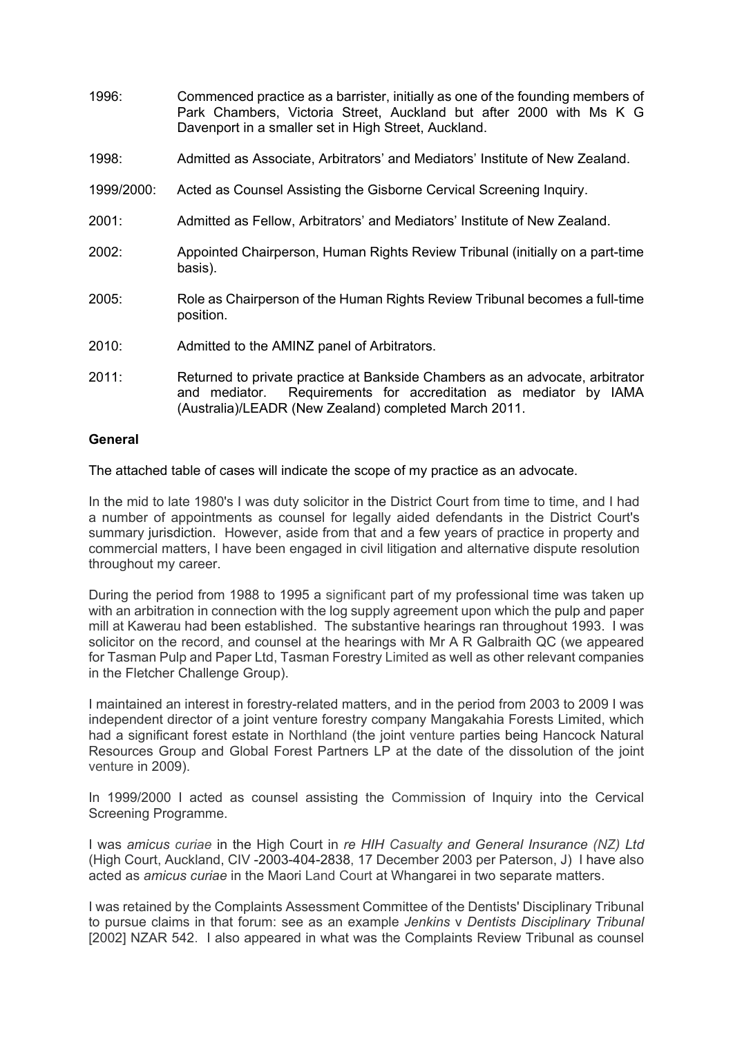1996: Commenced practice as a barrister, initially as one of the founding members of Park Chambers, Victoria Street, Auckland but after 2000 with Ms K G Davenport in a smaller set in High Street, Auckland.

1998: Admitted as Associate, Arbitrators' and Mediators' Institute of New Zealand.

1999/2000: Acted as Counsel Assisting the Gisborne Cervical Screening Inquiry.

2001: Admitted as Fellow, Arbitrators' and Mediators' Institute of New Zealand.

2002: Appointed Chairperson, Human Rights Review Tribunal (initially on a part-time basis).

2005: Role as Chairperson of the Human Rights Review Tribunal becomes a full-time position.

2010: Admitted to the AMINZ panel of Arbitrators.

2011: Returned to private practice at Bankside Chambers as an advocate, arbitrator and mediator. Requirements for accreditation as mediator by IAMA (Australia)/LEADR (New Zealand) completed March 2011.

**General**

The attached table of cases will indicate the scope of my practice as an advocate.

In the mid to late 1980's I was duty solicitor in the District Court from time to time, and I had a number of appointments as counsel for legally aided defendants in the District Court's summary jurisdiction. However, aside from that and a few years of practice in property and commercial matters, I have been engaged in civil litigation and alternative dispute resolution throughout my career.

During the period from 1988 to 1995 a significant part of my professional time was taken up with an arbitration in connection with the log supply agreement upon which the pulp and paper mill at Kawerau had been established. The substantive hearings ran throughout 1993. I was solicitor on the record, and counsel at the hearings with Mr A R Galbraith QC (we appeared for Tasman Pulp and Paper Ltd, Tasman Forestry Limited as well as other relevant companies in the Fletcher Challenge Group).

I maintained an interest in forestry-related matters, and in the period from 2003 to 2009 I was independent director of a joint venture forestry company Mangakahia Forests Limited, which had a significant forest estate in Northland (the joint venture parties being Hancock Natural Resources Group and Global Forest Partners LP at the date of the dissolution of the joint venture in 2009).

In 1999/2000 I acted as counsel assisting the Commission of Inquiry into the Cervical Screening Programme.

I was *amicus curiae* in the High Court in *re HIH Casualty and General Insurance (NZ) Ltd* (High Court, Auckland, CIV -2003-404-2838, 17 December 2003 per Paterson, J) I have also acted as *amicus curiae* in the Maori Land Court at Whangarei in two separate matters.

I was retained by the Complaints Assessment Committee of the Dentists' Disciplinary Tribunal to pursue claims in that forum: see as an example *Jenkins* v *Dentists Disciplinary Tribunal* [2002] NZAR 542. I also appeared in what was the Complaints Review Tribunal as counsel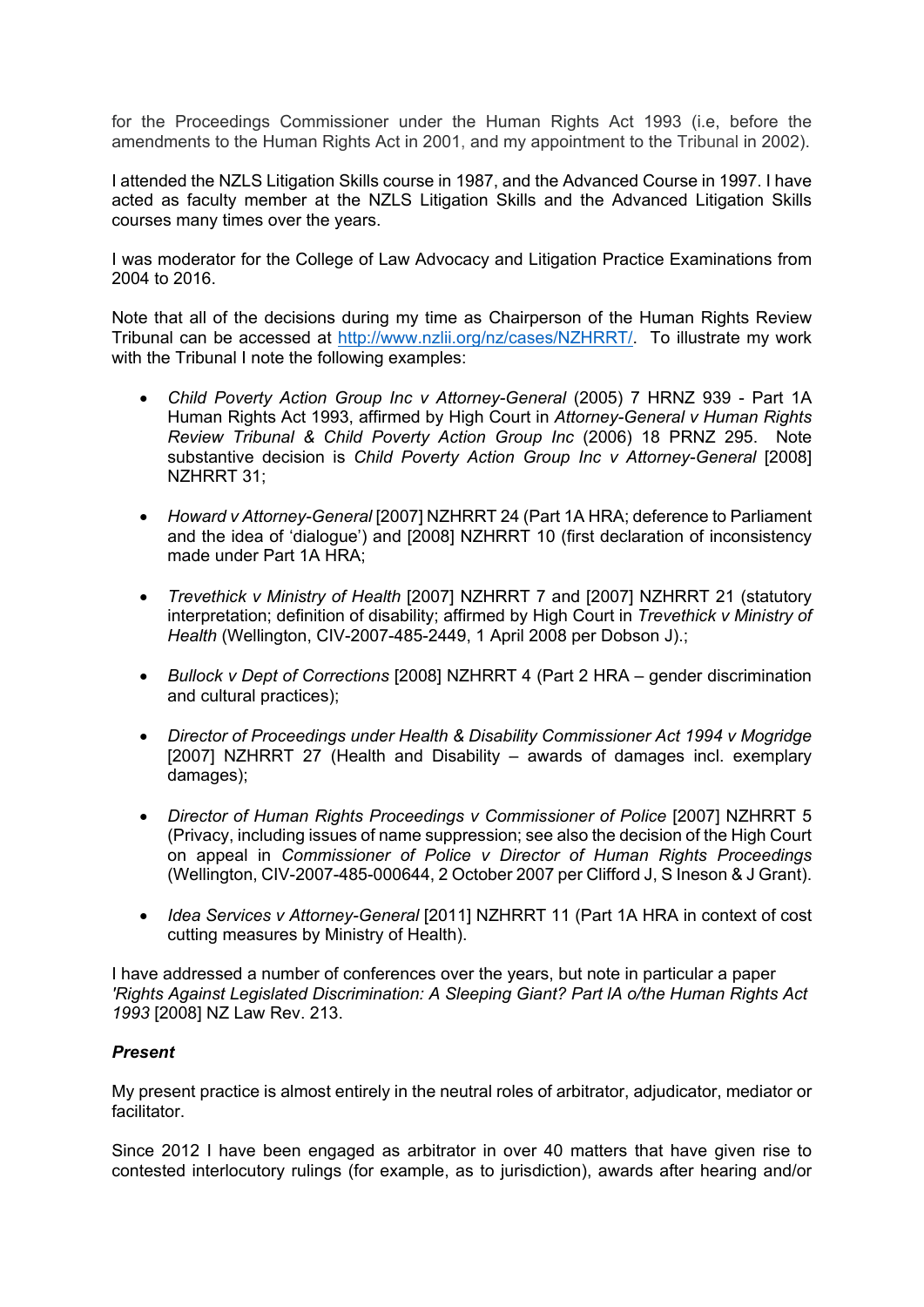for the Proceedings Commissioner under the Human Rights Act 1993 (i.e, before the amendments to the Human Rights Act in 2001, and my appointment to the Tribunal in 2002).

I attended the NZLS Litigation Skills course in 1987, and the Advanced Course in 1997. I have acted as faculty member at the NZLS Litigation Skills and the Advanced Litigation Skills courses many times over the years.

I was moderator for the College of Law Advocacy and Litigation Practice Examinations from 2004 to 2016.

Note that all of the decisions during my time as Chairperson of the Human Rights Review Tribunal can be accessed at http://www.nzlii.org/nz/cases/NZHRRT/. To illustrate my work with the Tribunal I note the following examples:

- *Child Poverty Action Group Inc v Attorney-General* (2005) 7 HRNZ 939 - Part 1A Human Rights Act 1993, affirmed by High Court in *Attorney-General v Human Rights Review Tribunal & Child Poverty Action Group Inc* (2006) 18 PRNZ 295. Note substantive decision is *Child Poverty Action Group Inc v Attorney-General* [2008] NZHRRT 31;

- *Howard v Attorney-General* [2007] NZHRRT 24 (Part 1A HRA; deference to Parliament and the idea of 'dialogue') and [2008] NZHRRT 10 (first declaration of inconsistency made under Part 1A HRA;

- *Trevethick v Ministry of Health* [2007] NZHRRT 7 and [2007] NZHRRT 21 (statutory interpretation; definition of disability; affirmed by High Court in *Trevethick v Ministry of Health* (Wellington, CIV-2007-485-2449, 1 April 2008 per Dobson J).;

- *Bullock v Dept of Corrections* [2008] NZHRRT 4 (Part 2 HRA – gender discrimination and cultural practices);

- *Director of Proceedings under Health & Disability Commissioner Act 1994 v Mogridge* [2007] NZHRRT 27 (Health and Disability – awards of damages incl. exemplary damages);

- *Director of Human Rights Proceedings v Commissioner of Police* [2007] NZHRRT 5 (Privacy, including issues of name suppression; see also the decision of the High Court on appeal in *Commissioner of Police v Director of Human Rights Proceedings* (Wellington, CIV-2007-485-000644, 2 October 2007 per Clifford J, S Ineson & J Grant).

- *Idea Services v Attorney-General* [2011] NZHRRT 11 (Part 1A HRA in context of cost cutting measures by Ministry of Health).

I have addressed a number of conferences over the years, but note in particular a paper *'Rights Against Legislated Discrimination: A Sleeping Giant? Part IA o/the Human Rights Act 1993* [2008] NZ Law Rev. 213.

***Present***

My present practice is almost entirely in the neutral roles of arbitrator, adjudicator, mediator or facilitator.

Since 2012 I have been engaged as arbitrator in over 40 matters that have given rise to contested interlocutory rulings (for example, as to jurisdiction), awards after hearing and/or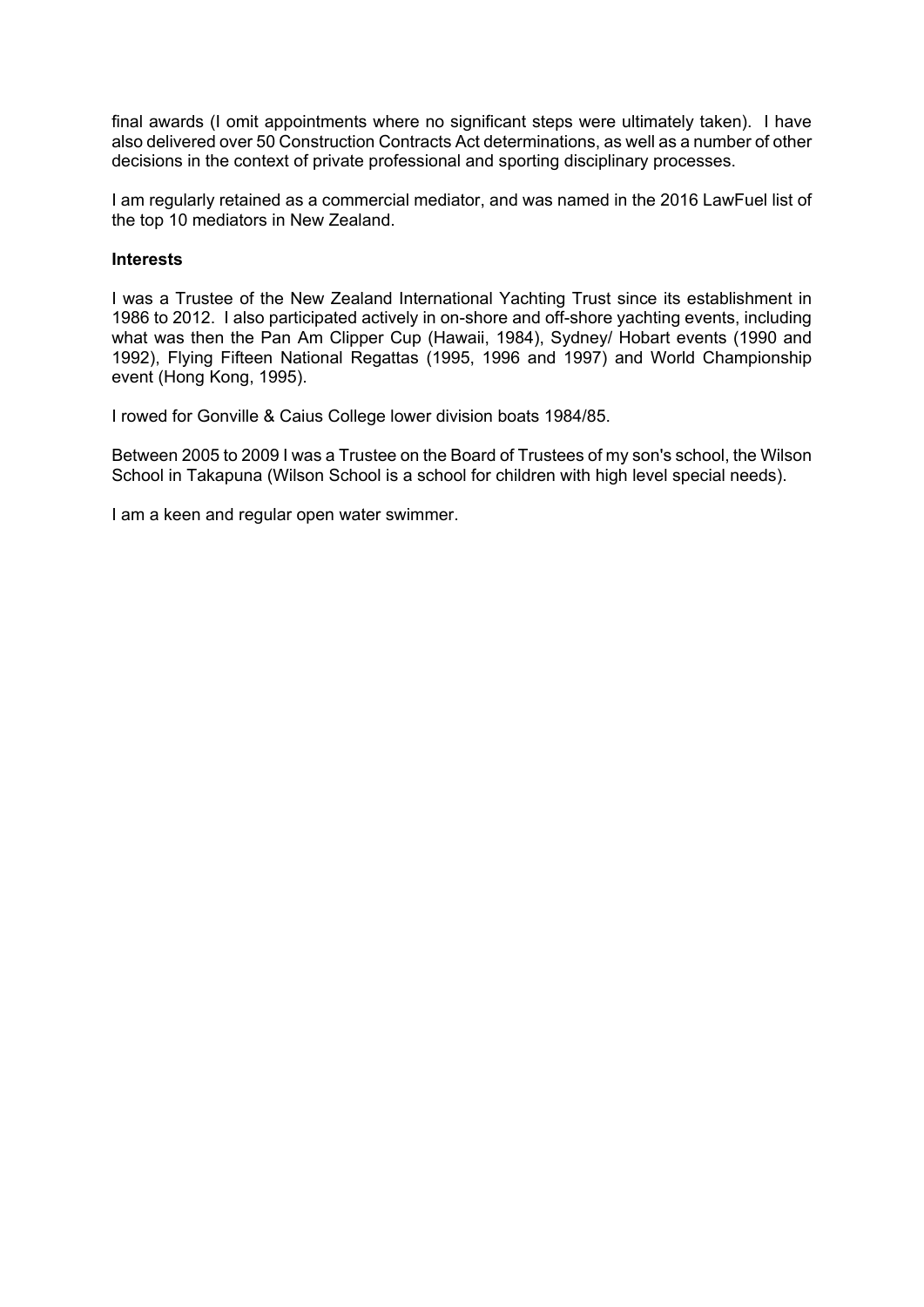final awards (I omit appointments where no significant steps were ultimately taken). I have also delivered over 50 Construction Contracts Act determinations, as well as a number of other decisions in the context of private professional and sporting disciplinary processes.

I am regularly retained as a commercial mediator, and was named in the 2016 LawFuel list of the top 10 mediators in New Zealand.

**Interests**

I was a Trustee of the New Zealand International Yachting Trust since its establishment in 1986 to 2012. I also participated actively in on-shore and off-shore yachting events, including what was then the Pan Am Clipper Cup (Hawaii, 1984), Sydney/ Hobart events (1990 and 1992), Flying Fifteen National Regattas (1995, 1996 and 1997) and World Championship event (Hong Kong, 1995).

I rowed for Gonville & Caius College lower division boats 1984/85.

Between 2005 to 2009 I was a Trustee on the Board of Trustees of my son's school, the Wilson School in Takapuna (Wilson School is a school for children with high level special needs).

I am a keen and regular open water swimmer.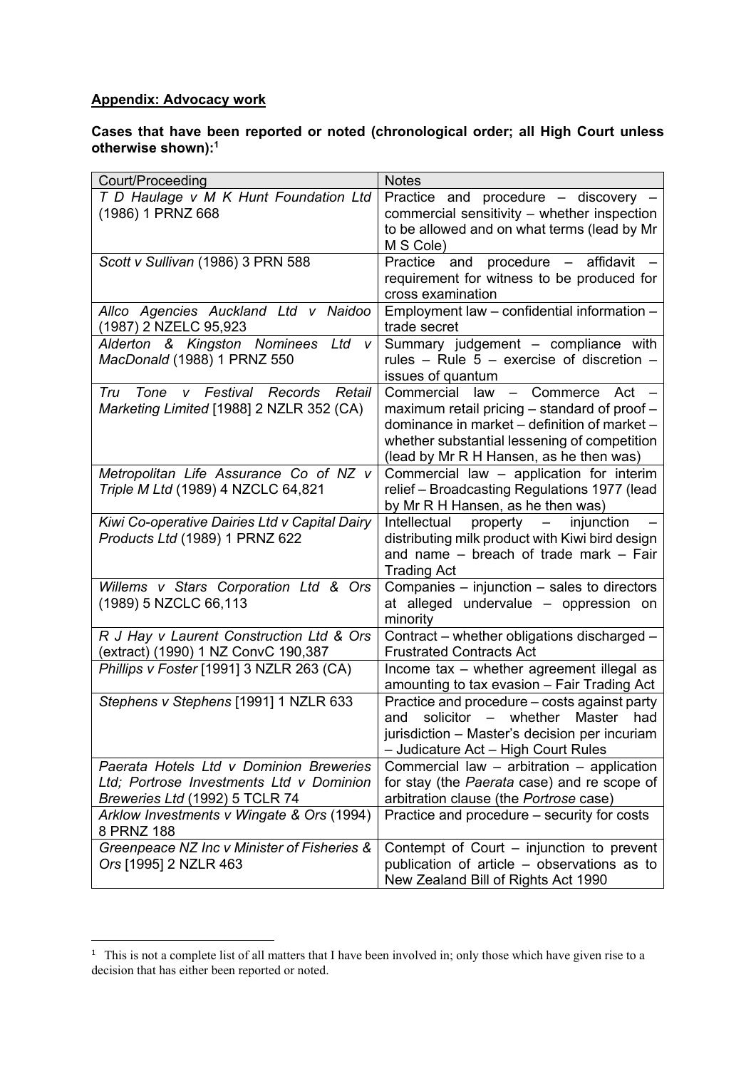**Appendix: Advocacy work**

**Cases that have been reported or noted (chronological order; all High Court unless otherwise shown):**[1]

| Court/Proceeding | Notes |
|---|---|
| *T D Haulage v M K Hunt Foundation Ltd* (1986) 1 PRNZ 668 | Practice and procedure – discovery – commercial sensitivity – whether inspection to be allowed and on what terms (lead by Mr M S Cole) |
| *Scott v Sullivan* (1986) 3 PRN 588 | Practice and procedure – affidavit – requirement for witness to be produced for cross examination |
| *Allco Agencies Auckland Ltd v Naidoo* (1987) 2 NZELC 95,923 | Employment law – confidential information – trade secret |
| *Alderton & Kingston Nominees Ltd v MacDonald* (1988) 1 PRNZ 550 | Summary judgement – compliance with rules – Rule 5 – exercise of discretion – issues of quantum |
| *Tru Tone v Festival Records Retail Marketing Limited* [1988] 2 NZLR 352 (CA) | Commercial law – Commerce Act – maximum retail pricing – standard of proof – dominance in market – definition of market – whether substantial lessening of competition (lead by Mr R H Hansen, as he then was) |
| *Metropolitan Life Assurance Co of NZ v Triple M Ltd* (1989) 4 NZCLC 64,821 | Commercial law – application for interim relief – Broadcasting Regulations 1977 (lead by Mr R H Hansen, as he then was) |
| *Kiwi Co-operative Dairies Ltd v Capital Dairy Products Ltd* (1989) 1 PRNZ 622 | Intellectual property – injunction – distributing milk product with Kiwi bird design and name – breach of trade mark – Fair Trading Act |
| *Willems v Stars Corporation Ltd & Ors* (1989) 5 NZCLC 66,113 | Companies – injunction – sales to directors at alleged undervalue – oppression on minority |
| *R J Hay v Laurent Construction Ltd & Ors* (extract) (1990) 1 NZ ConvC 190,387 | Contract – whether obligations discharged – Frustrated Contracts Act |
| *Phillips v Foster* [1991] 3 NZLR 263 (CA) | Income tax – whether agreement illegal as amounting to tax evasion – Fair Trading Act |
| *Stephens v Stephens* [1991] 1 NZLR 633 | Practice and procedure – costs against party and solicitor – whether Master had jurisdiction – Master's decision per incuriam – Judicature Act – High Court Rules |
| *Paerata Hotels Ltd v Dominion Breweries Ltd; Portrose Investments Ltd v Dominion Breweries Ltd* (1992) 5 TCLR 74 | Commercial law – arbitration – application for stay (the *Paerata* case) and re scope of arbitration clause (the *Portrose* case) |
| *Arklow Investments v Wingate & Ors* (1994) 8 PRNZ 188 | Practice and procedure – security for costs |
| *Greenpeace NZ Inc v Minister of Fisheries & Ors* [1995] 2 NZLR 463 | Contempt of Court – injunction to prevent publication of article – observations as to New Zealand Bill of Rights Act 1990 |

[1] This is not a complete list of all matters that I have been involved in; only those which have given rise to a decision that has either been reported or noted.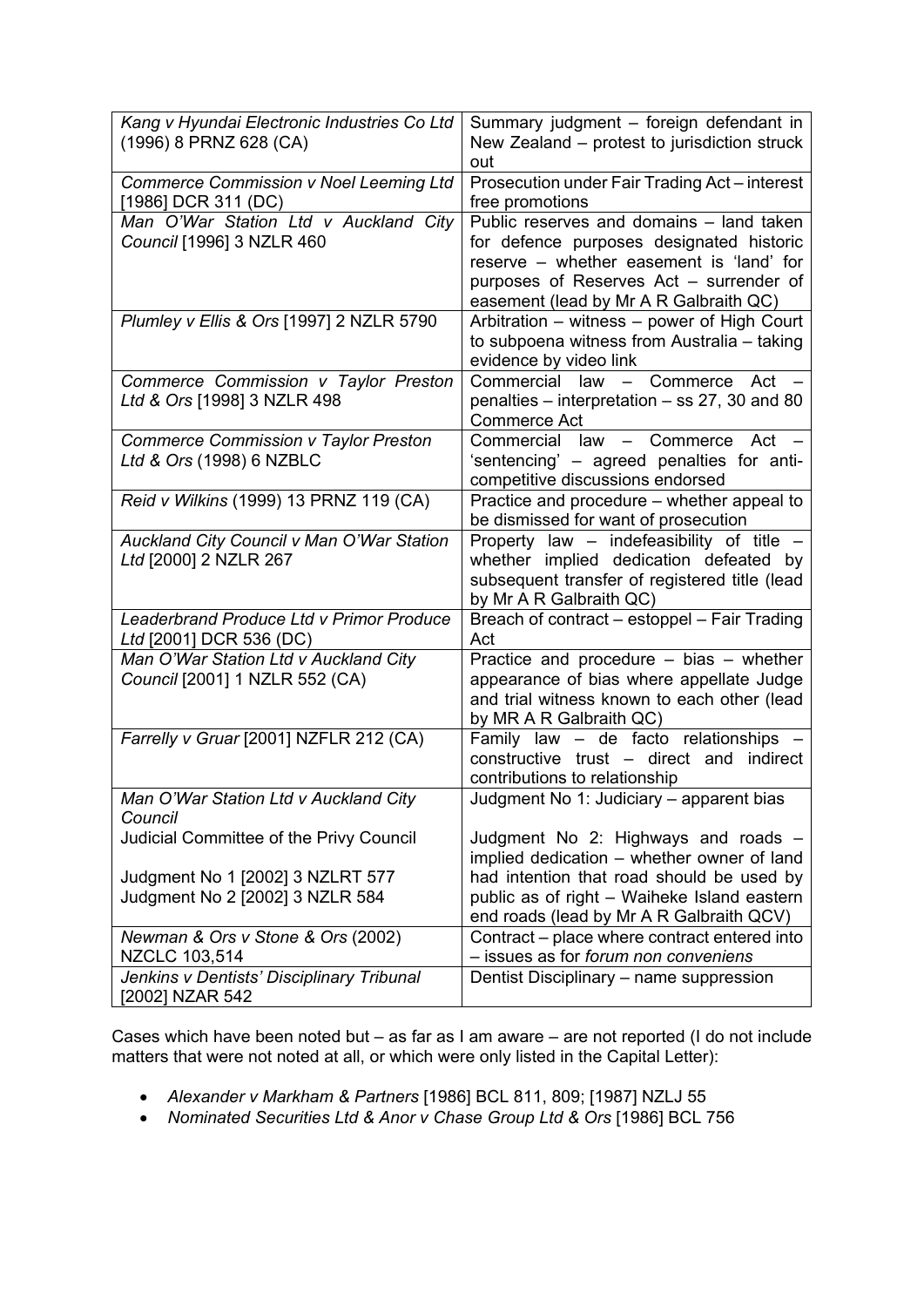| | |
|---|---|
| *Kang v Hyundai Electronic Industries Co Ltd* (1996) 8 PRNZ 628 (CA) | Summary judgment – foreign defendant in New Zealand – protest to jurisdiction struck out |
| *Commerce Commission v Noel Leeming Ltd* [1986] DCR 311 (DC) | Prosecution under Fair Trading Act – interest free promotions |
| *Man O'War Station Ltd v Auckland City Council* [1996] 3 NZLR 460 | Public reserves and domains – land taken for defence purposes designated historic reserve – whether easement is 'land' for purposes of Reserves Act – surrender of easement (lead by Mr A R Galbraith QC) |
| *Plumley v Ellis & Ors* [1997] 2 NZLR 5790 | Arbitration – witness – power of High Court to subpoena witness from Australia – taking evidence by video link |
| *Commerce Commission v Taylor Preston Ltd & Ors* [1998] 3 NZLR 498 | Commercial law – Commerce Act – penalties – interpretation – ss 27, 30 and 80 Commerce Act |
| *Commerce Commission v Taylor Preston Ltd & Ors* (1998) 6 NZBLC | Commercial law – Commerce Act – 'sentencing' – agreed penalties for anti-competitive discussions endorsed |
| *Reid v Wilkins* (1999) 13 PRNZ 119 (CA) | Practice and procedure – whether appeal to be dismissed for want of prosecution |
| *Auckland City Council v Man O'War Station Ltd* [2000] 2 NZLR 267 | Property law – indefeasibility of title – whether implied dedication defeated by subsequent transfer of registered title (lead by Mr A R Galbraith QC) |
| *Leaderbrand Produce Ltd v Primor Produce Ltd* [2001] DCR 536 (DC) | Breach of contract – estoppel – Fair Trading Act |
| *Man O'War Station Ltd v Auckland City Council* [2001] 1 NZLR 552 (CA) | Practice and procedure – bias – whether appearance of bias where appellate Judge and trial witness known to each other (lead by MR A R Galbraith QC) |
| *Farrelly v Gruar* [2001] NZFLR 212 (CA) | Family law – de facto relationships – constructive trust – direct and indirect contributions to relationship |
| *Man O'War Station Ltd v Auckland City Council*<br><br>Judicial Committee of the Privy Council<br><br>Judgment No 1 [2002] 3 NZLRT 577<br>Judgment No 2 [2002] 3 NZLR 584 | Judgment No 1: Judiciary – apparent bias<br><br>Judgment No 2: Highways and roads – implied dedication – whether owner of land had intention that road should be used by public as of right – Waiheke Island eastern end roads (lead by Mr A R Galbraith QCV) |
| *Newman & Ors v Stone & Ors* (2002) NZCLC 103,514 | Contract – place where contract entered into – issues as for *forum non conveniens* |
| *Jenkins v Dentists' Disciplinary Tribunal* [2002] NZAR 542 | Dentist Disciplinary – name suppression |

Cases which have been noted but – as far as I am aware – are not reported (I do not include matters that were not noted at all, or which were only listed in the Capital Letter):

- *Alexander v Markham & Partners* [1986] BCL 811, 809; [1987] NZLJ 55
- *Nominated Securities Ltd & Anor v Chase Group Ltd & Ors* [1986] BCL 756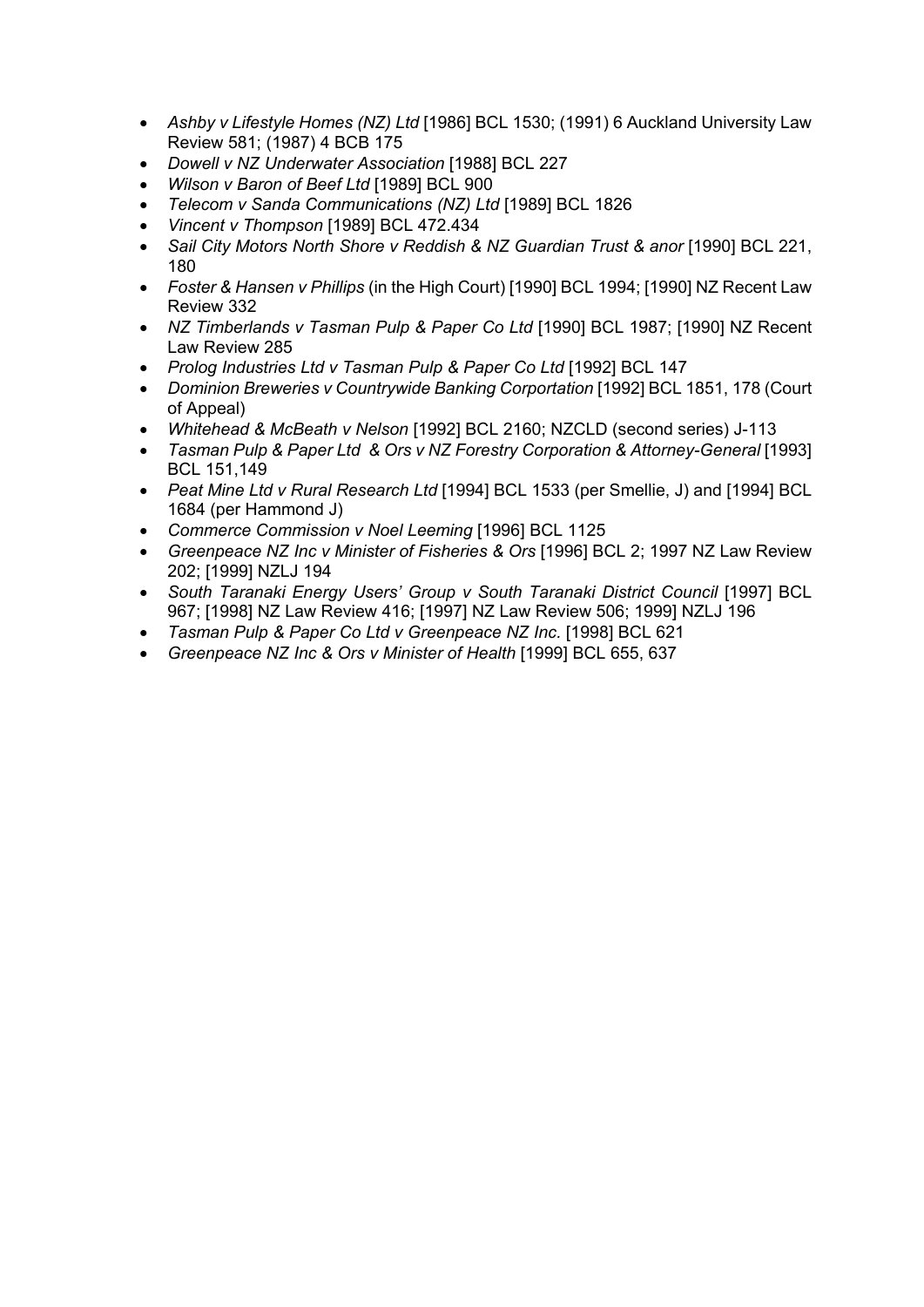- *Ashby v Lifestyle Homes (NZ) Ltd* [1986] BCL 1530; (1991) 6 Auckland University Law Review 581; (1987) 4 BCB 175
- *Dowell v NZ Underwater Association* [1988] BCL 227
- *Wilson v Baron of Beef Ltd* [1989] BCL 900
- *Telecom v Sanda Communications (NZ) Ltd* [1989] BCL 1826
- *Vincent v Thompson* [1989] BCL 472.434
- *Sail City Motors North Shore v Reddish & NZ Guardian Trust & anor* [1990] BCL 221, 180
- *Foster & Hansen v Phillips* (in the High Court) [1990] BCL 1994; [1990] NZ Recent Law Review 332
- *NZ Timberlands v Tasman Pulp & Paper Co Ltd* [1990] BCL 1987; [1990] NZ Recent Law Review 285
- *Prolog Industries Ltd v Tasman Pulp & Paper Co Ltd* [1992] BCL 147
- *Dominion Breweries v Countrywide Banking Corportation* [1992] BCL 1851, 178 (Court of Appeal)
- *Whitehead & McBeath v Nelson* [1992] BCL 2160; NZCLD (second series) J-113
- *Tasman Pulp & Paper Ltd & Ors v NZ Forestry Corporation & Attorney-General* [1993] BCL 151,149
- *Peat Mine Ltd v Rural Research Ltd* [1994] BCL 1533 (per Smellie, J) and [1994] BCL 1684 (per Hammond J)
- *Commerce Commission v Noel Leeming* [1996] BCL 1125
- *Greenpeace NZ Inc v Minister of Fisheries & Ors* [1996] BCL 2; 1997 NZ Law Review 202; [1999] NZLJ 194
- *South Taranaki Energy Users' Group v South Taranaki District Council* [1997] BCL 967; [1998] NZ Law Review 416; [1997] NZ Law Review 506; 1999] NZLJ 196
- *Tasman Pulp & Paper Co Ltd v Greenpeace NZ Inc.* [1998] BCL 621
- *Greenpeace NZ Inc & Ors v Minister of Health* [1999] BCL 655, 637